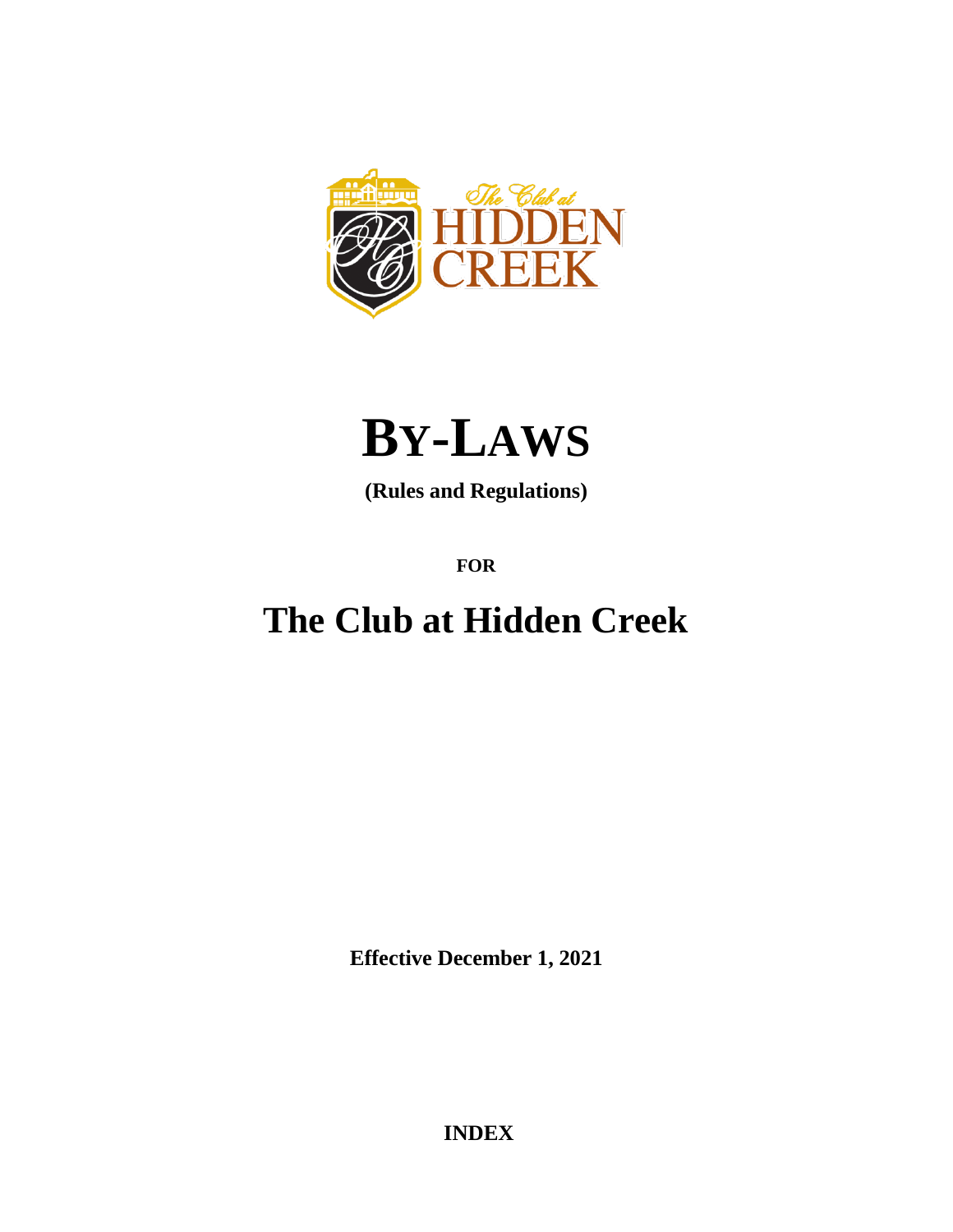# BY-LAWS

**(Rules and Regulations)**

**FOR**

# The Club at Hidden Creek

**Effective December 1, 2021**

**INDEX**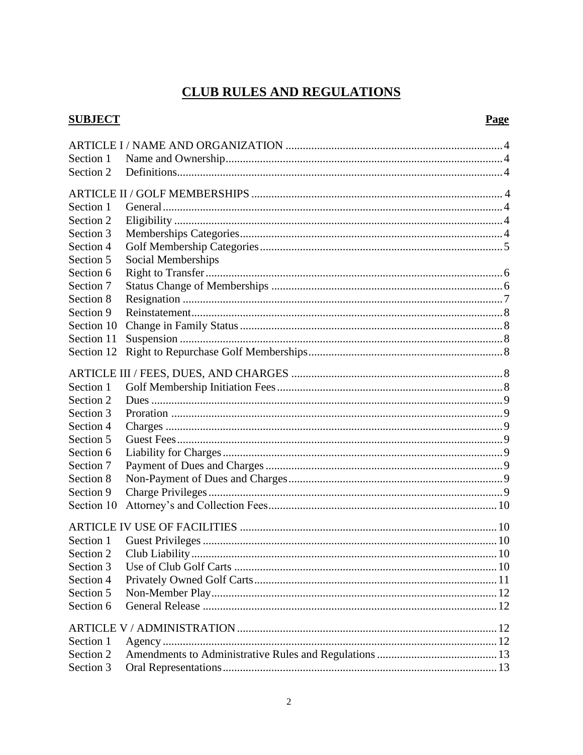# CLUB RULES AND REGULATIONS

| **SUBJECT** | | **Page** |
|---|---|---|
| ARTICLE I / NAME AND ORGANIZATION | | 4 |
| Section 1 | Name and Ownership | 4 |
| Section 2 | Definitions | 4 |
| ARTICLE II / GOLF MEMBERSHIPS | | 4 |
| Section 1 | General | 4 |
| Section 2 | Eligibility | 4 |
| Section 3 | Memberships Categories | 4 |
| Section 4 | Golf Membership Categories | 5 |
| Section 5 | Social Memberships | |
| Section 6 | Right to Transfer | 6 |
| Section 7 | Status Change of Memberships | 6 |
| Section 8 | Resignation | 7 |
| Section 9 | Reinstatement | 8 |
| Section 10 | Change in Family Status | 8 |
| Section 11 | Suspension | 8 |
| Section 12 | Right to Repurchase Golf Memberships | 8 |
| ARTICLE III / FEES, DUES, AND CHARGES | | 8 |
| Section 1 | Golf Membership Initiation Fees | 8 |
| Section 2 | Dues | 9 |
| Section 3 | Proration | 9 |
| Section 4 | Charges | 9 |
| Section 5 | Guest Fees | 9 |
| Section 6 | Liability for Charges | 9 |
| Section 7 | Payment of Dues and Charges | 9 |
| Section 8 | Non-Payment of Dues and Charges | 9 |
| Section 9 | Charge Privileges | 9 |
| Section 10 | Attorney's and Collection Fees | 10 |
| ARTICLE IV USE OF FACILITIES | | 10 |
| Section 1 | Guest Privileges | 10 |
| Section 2 | Club Liability | 10 |
| Section 3 | Use of Club Golf Carts | 10 |
| Section 4 | Privately Owned Golf Carts | 11 |
| Section 5 | Non-Member Play | 12 |
| Section 6 | General Release | 12 |
| ARTICLE V / ADMINISTRATION | | 12 |
| Section 1 | Agency | 12 |
| Section 2 | Amendments to Administrative Rules and Regulations | 13 |
| Section 3 | Oral Representations | 13 |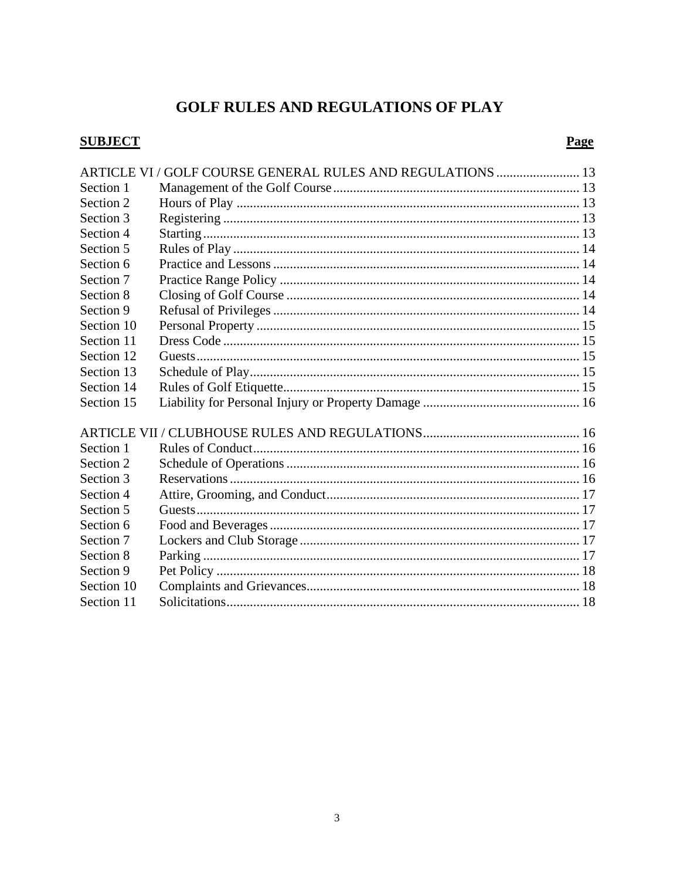# GOLF RULES AND REGULATIONS OF PLAY

| **SUBJECT** | | **Page** |
|---|---|---|
| ARTICLE VI / GOLF COURSE GENERAL RULES AND REGULATIONS | | 13 |
| Section 1 | Management of the Golf Course | 13 |
| Section 2 | Hours of Play | 13 |
| Section 3 | Registering | 13 |
| Section 4 | Starting | 13 |
| Section 5 | Rules of Play | 14 |
| Section 6 | Practice and Lessons | 14 |
| Section 7 | Practice Range Policy | 14 |
| Section 8 | Closing of Golf Course | 14 |
| Section 9 | Refusal of Privileges | 14 |
| Section 10 | Personal Property | 15 |
| Section 11 | Dress Code | 15 |
| Section 12 | Guests | 15 |
| Section 13 | Schedule of Play | 15 |
| Section 14 | Rules of Golf Etiquette | 15 |
| Section 15 | Liability for Personal Injury or Property Damage | 16 |
| ARTICLE VII / CLUBHOUSE RULES AND REGULATIONS | | 16 |
| Section 1 | Rules of Conduct | 16 |
| Section 2 | Schedule of Operations | 16 |
| Section 3 | Reservations | 16 |
| Section 4 | Attire, Grooming, and Conduct | 17 |
| Section 5 | Guests | 17 |
| Section 6 | Food and Beverages | 17 |
| Section 7 | Lockers and Club Storage | 17 |
| Section 8 | Parking | 17 |
| Section 9 | Pet Policy | 18 |
| Section 10 | Complaints and Grievances | 18 |
| Section 11 | Solicitations | 18 |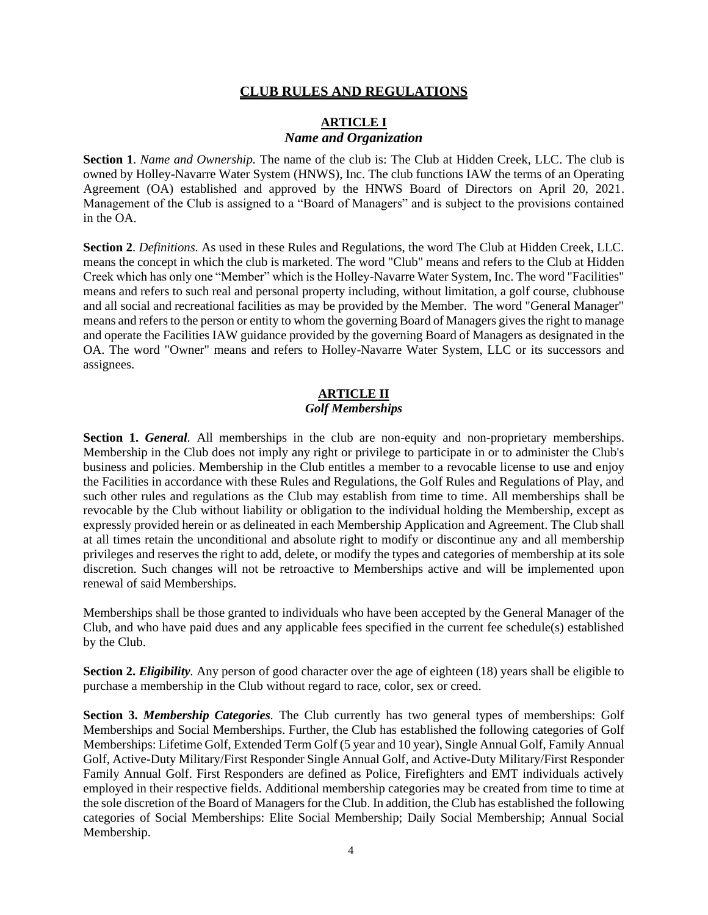# CLUB RULES AND REGULATIONS

## ARTICLE I
### *Name and Organization*

**Section 1**. *Name and Ownership.* The name of the club is: The Club at Hidden Creek, LLC. The club is owned by Holley-Navarre Water System (HNWS), Inc. The club functions IAW the terms of an Operating Agreement (OA) established and approved by the HNWS Board of Directors on April 20, 2021. Management of the Club is assigned to a "Board of Managers" and is subject to the provisions contained in the OA.

**Section 2**. *Definitions.* As used in these Rules and Regulations, the word The Club at Hidden Creek, LLC. means the concept in which the club is marketed. The word "Club" means and refers to the Club at Hidden Creek which has only one "Member" which is the Holley-Navarre Water System, Inc. The word "Facilities" means and refers to such real and personal property including, without limitation, a golf course, clubhouse and all social and recreational facilities as may be provided by the Member. The word "General Manager" means and refers to the person or entity to whom the governing Board of Managers gives the right to manage and operate the Facilities IAW guidance provided by the governing Board of Managers as designated in the OA. The word "Owner" means and refers to Holley-Navarre Water System, LLC or its successors and assignees.

## ARTICLE II
### *Golf Memberships*

**Section 1.** ***General***. All memberships in the club are non-equity and non-proprietary memberships. Membership in the Club does not imply any right or privilege to participate in or to administer the Club's business and policies. Membership in the Club entitles a member to a revocable license to use and enjoy the Facilities in accordance with these Rules and Regulations, the Golf Rules and Regulations of Play, and such other rules and regulations as the Club may establish from time to time. All memberships shall be revocable by the Club without liability or obligation to the individual holding the Membership, except as expressly provided herein or as delineated in each Membership Application and Agreement. The Club shall at all times retain the unconditional and absolute right to modify or discontinue any and all membership privileges and reserves the right to add, delete, or modify the types and categories of membership at its sole discretion. Such changes will not be retroactive to Memberships active and will be implemented upon renewal of said Memberships.

Memberships shall be those granted to individuals who have been accepted by the General Manager of the Club, and who have paid dues and any applicable fees specified in the current fee schedule(s) established by the Club.

**Section 2.** ***Eligibility***. Any person of good character over the age of eighteen (18) years shall be eligible to purchase a membership in the Club without regard to race, color, sex or creed.

**Section 3.** ***Membership Categories***. The Club currently has two general types of memberships: Golf Memberships and Social Memberships. Further, the Club has established the following categories of Golf Memberships: Lifetime Golf, Extended Term Golf (5 year and 10 year), Single Annual Golf, Family Annual Golf, Active-Duty Military/First Responder Single Annual Golf, and Active-Duty Military/First Responder Family Annual Golf. First Responders are defined as Police, Firefighters and EMT individuals actively employed in their respective fields. Additional membership categories may be created from time to time at the sole discretion of the Board of Managers for the Club. In addition, the Club has established the following categories of Social Memberships: Elite Social Membership; Daily Social Membership; Annual Social Membership.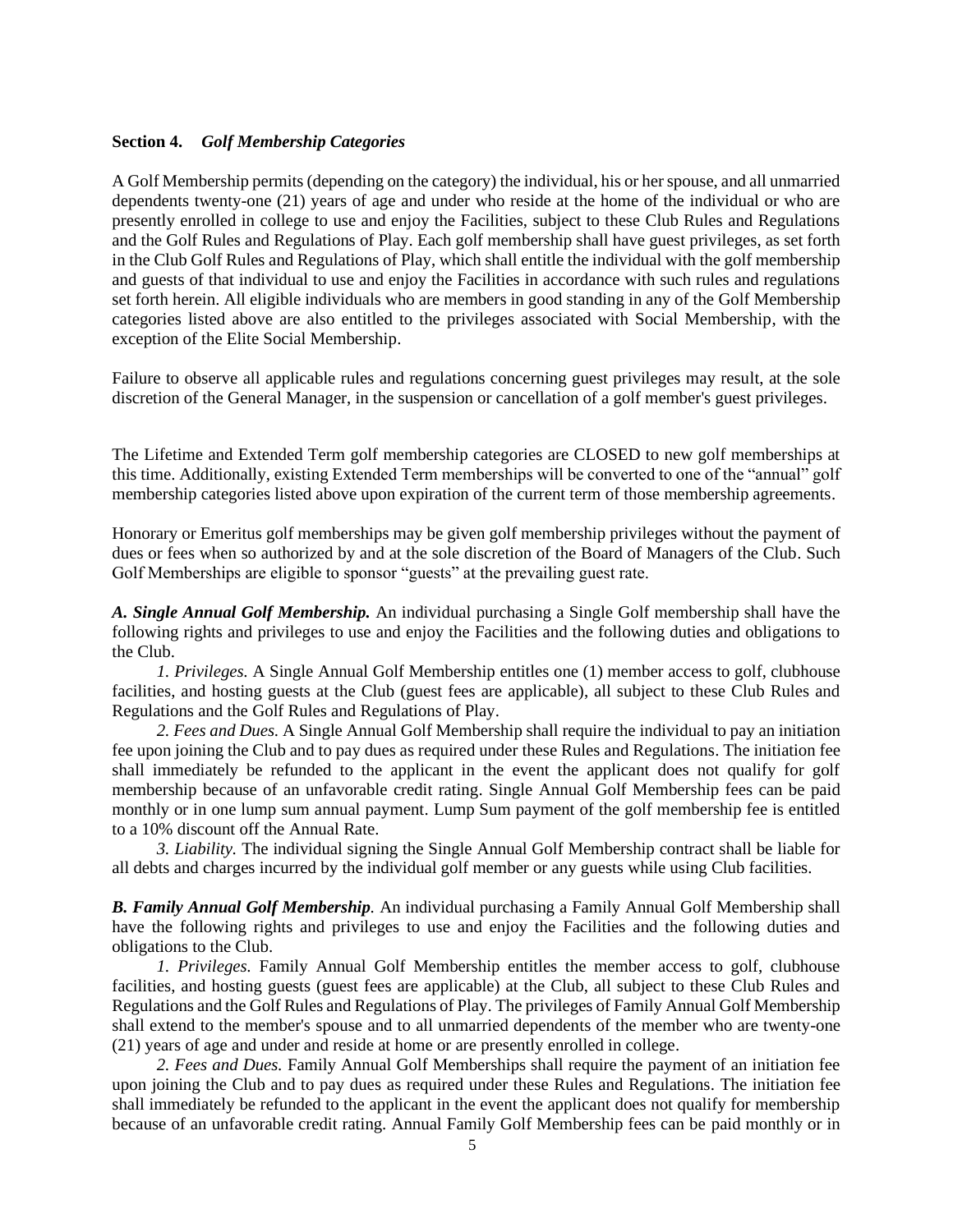**Section 4.** ***Golf Membership Categories***

A Golf Membership permits (depending on the category) the individual, his or her spouse, and all unmarried dependents twenty-one (21) years of age and under who reside at the home of the individual or who are presently enrolled in college to use and enjoy the Facilities, subject to these Club Rules and Regulations and the Golf Rules and Regulations of Play. Each golf membership shall have guest privileges, as set forth in the Club Golf Rules and Regulations of Play, which shall entitle the individual with the golf membership and guests of that individual to use and enjoy the Facilities in accordance with such rules and regulations set forth herein. All eligible individuals who are members in good standing in any of the Golf Membership categories listed above are also entitled to the privileges associated with Social Membership, with the exception of the Elite Social Membership.

Failure to observe all applicable rules and regulations concerning guest privileges may result, at the sole discretion of the General Manager, in the suspension or cancellation of a golf member's guest privileges.

The Lifetime and Extended Term golf membership categories are CLOSED to new golf memberships at this time. Additionally, existing Extended Term memberships will be converted to one of the "annual" golf membership categories listed above upon expiration of the current term of those membership agreements.

Honorary or Emeritus golf memberships may be given golf membership privileges without the payment of dues or fees when so authorized by and at the sole discretion of the Board of Managers of the Club. Such Golf Memberships are eligible to sponsor "guests" at the prevailing guest rate.

***A. Single Annual Golf Membership.*** An individual purchasing a Single Golf membership shall have the following rights and privileges to use and enjoy the Facilities and the following duties and obligations to the Club.

*1. Privileges.* A Single Annual Golf Membership entitles one (1) member access to golf, clubhouse facilities, and hosting guests at the Club (guest fees are applicable), all subject to these Club Rules and Regulations and the Golf Rules and Regulations of Play.

*2. Fees and Dues.* A Single Annual Golf Membership shall require the individual to pay an initiation fee upon joining the Club and to pay dues as required under these Rules and Regulations. The initiation fee shall immediately be refunded to the applicant in the event the applicant does not qualify for golf membership because of an unfavorable credit rating. Single Annual Golf Membership fees can be paid monthly or in one lump sum annual payment. Lump Sum payment of the golf membership fee is entitled to a 10% discount off the Annual Rate.

*3. Liability.* The individual signing the Single Annual Golf Membership contract shall be liable for all debts and charges incurred by the individual golf member or any guests while using Club facilities.

***B. Family Annual Golf Membership.*** An individual purchasing a Family Annual Golf Membership shall have the following rights and privileges to use and enjoy the Facilities and the following duties and obligations to the Club.

*1. Privileges.* Family Annual Golf Membership entitles the member access to golf, clubhouse facilities, and hosting guests (guest fees are applicable) at the Club, all subject to these Club Rules and Regulations and the Golf Rules and Regulations of Play. The privileges of Family Annual Golf Membership shall extend to the member's spouse and to all unmarried dependents of the member who are twenty-one (21) years of age and under and reside at home or are presently enrolled in college.

*2. Fees and Dues.* Family Annual Golf Memberships shall require the payment of an initiation fee upon joining the Club and to pay dues as required under these Rules and Regulations. The initiation fee shall immediately be refunded to the applicant in the event the applicant does not qualify for membership because of an unfavorable credit rating. Annual Family Golf Membership fees can be paid monthly or in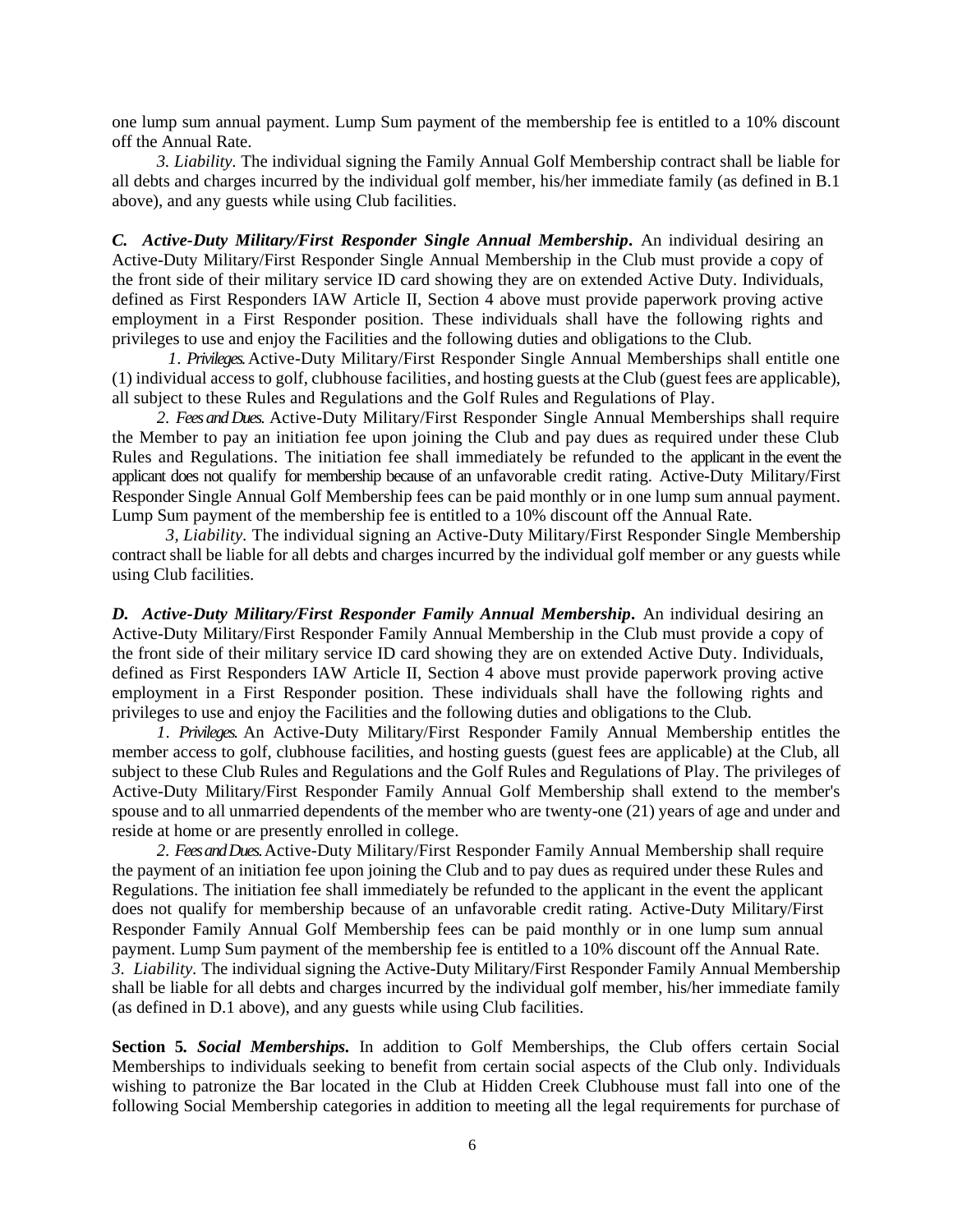one lump sum annual payment. Lump Sum payment of the membership fee is entitled to a 10% discount off the Annual Rate.

*3. Liability*. The individual signing the Family Annual Golf Membership contract shall be liable for all debts and charges incurred by the individual golf member, his/her immediate family (as defined in B.1 above), and any guests while using Club facilities.

***C. Active-Duty Military/First Responder Single Annual Membership*.** An individual desiring an Active-Duty Military/First Responder Single Annual Membership in the Club must provide a copy of the front side of their military service ID card showing they are on extended Active Duty. Individuals, defined as First Responders IAW Article II, Section 4 above must provide paperwork proving active employment in a First Responder position. These individuals shall have the following rights and privileges to use and enjoy the Facilities and the following duties and obligations to the Club.

*1. Privileges*. Active-Duty Military/First Responder Single Annual Memberships shall entitle one (1) individual access to golf, clubhouse facilities, and hosting guests at the Club (guest fees are applicable), all subject to these Rules and Regulations and the Golf Rules and Regulations of Play.

*2. Fees and Dues*. Active-Duty Military/First Responder Single Annual Memberships shall require the Member to pay an initiation fee upon joining the Club and pay dues as required under these Club Rules and Regulations. The initiation fee shall immediately be refunded to the applicant in the event the applicant does not qualify for membership because of an unfavorable credit rating. Active-Duty Military/First Responder Single Annual Golf Membership fees can be paid monthly or in one lump sum annual payment. Lump Sum payment of the membership fee is entitled to a 10% discount off the Annual Rate.

*3, Liability*. The individual signing an Active-Duty Military/First Responder Single Membership contract shall be liable for all debts and charges incurred by the individual golf member or any guests while using Club facilities.

***D. Active-Duty Military/First Responder Family Annual Membership*.** An individual desiring an Active-Duty Military/First Responder Family Annual Membership in the Club must provide a copy of the front side of their military service ID card showing they are on extended Active Duty. Individuals, defined as First Responders IAW Article II, Section 4 above must provide paperwork proving active employment in a First Responder position. These individuals shall have the following rights and privileges to use and enjoy the Facilities and the following duties and obligations to the Club.

*1. Privileges*. An Active-Duty Military/First Responder Family Annual Membership entitles the member access to golf, clubhouse facilities, and hosting guests (guest fees are applicable) at the Club, all subject to these Club Rules and Regulations and the Golf Rules and Regulations of Play. The privileges of Active-Duty Military/First Responder Family Annual Golf Membership shall extend to the member's spouse and to all unmarried dependents of the member who are twenty-one (21) years of age and under and reside at home or are presently enrolled in college.

*2. Fees and Dues*. Active-Duty Military/First Responder Family Annual Membership shall require the payment of an initiation fee upon joining the Club and to pay dues as required under these Rules and Regulations. The initiation fee shall immediately be refunded to the applicant in the event the applicant does not qualify for membership because of an unfavorable credit rating. Active-Duty Military/First Responder Family Annual Golf Membership fees can be paid monthly or in one lump sum annual payment. Lump Sum payment of the membership fee is entitled to a 10% discount off the Annual Rate.

*3. Liability*. The individual signing the Active-Duty Military/First Responder Family Annual Membership shall be liable for all debts and charges incurred by the individual golf member, his/her immediate family (as defined in D.1 above), and any guests while using Club facilities.

**Section 5. *Social Memberships*.** In addition to Golf Memberships, the Club offers certain Social Memberships to individuals seeking to benefit from certain social aspects of the Club only. Individuals wishing to patronize the Bar located in the Club at Hidden Creek Clubhouse must fall into one of the following Social Membership categories in addition to meeting all the legal requirements for purchase of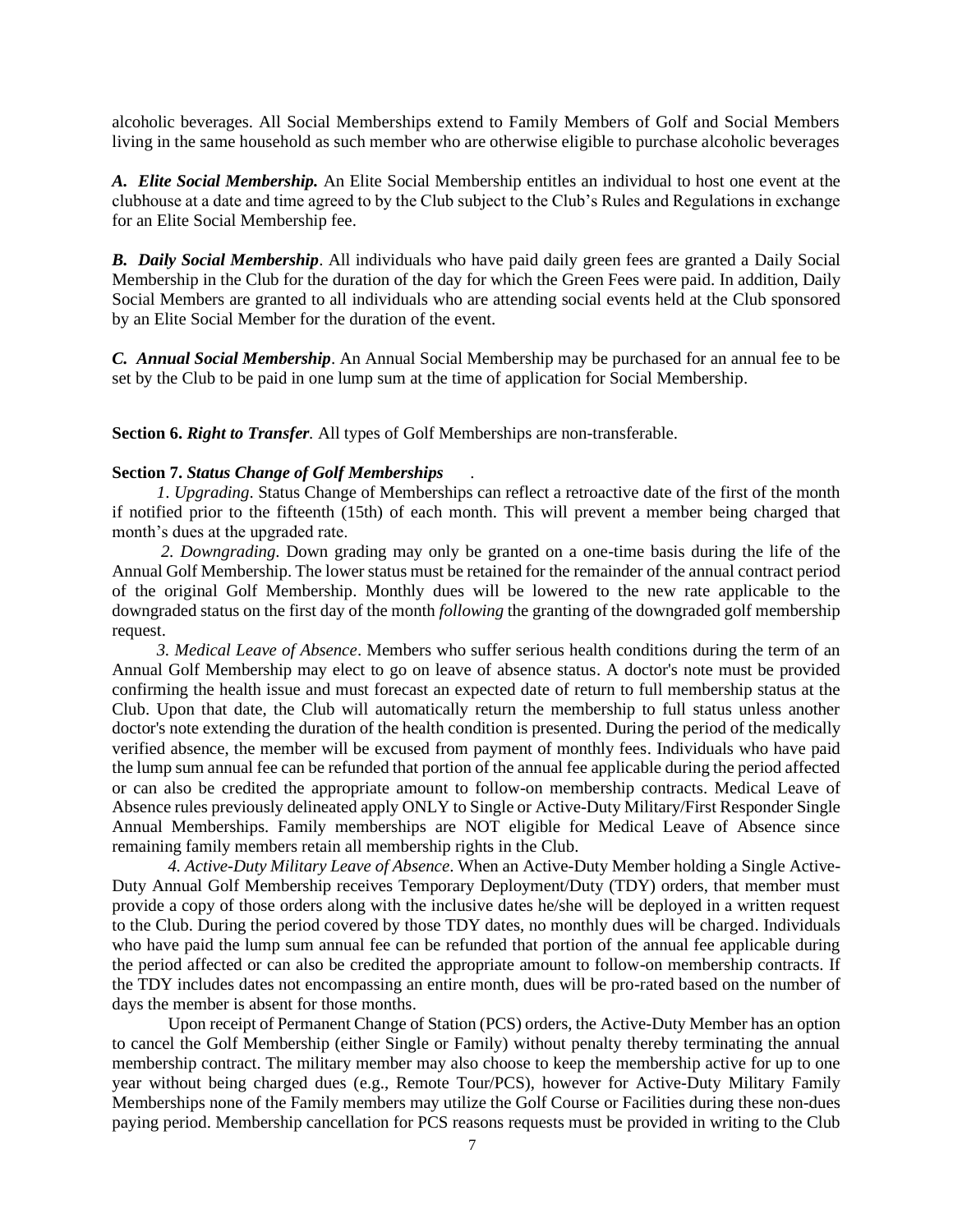alcoholic beverages. All Social Memberships extend to Family Members of Golf and Social Members living in the same household as such member who are otherwise eligible to purchase alcoholic beverages

***A. Elite Social Membership.*** An Elite Social Membership entitles an individual to host one event at the clubhouse at a date and time agreed to by the Club subject to the Club's Rules and Regulations in exchange for an Elite Social Membership fee.

***B. Daily Social Membership***. All individuals who have paid daily green fees are granted a Daily Social Membership in the Club for the duration of the day for which the Green Fees were paid. In addition, Daily Social Members are granted to all individuals who are attending social events held at the Club sponsored by an Elite Social Member for the duration of the event.

***C. Annual Social Membership***. An Annual Social Membership may be purchased for an annual fee to be set by the Club to be paid in one lump sum at the time of application for Social Membership.

**Section 6.** ***Right to Transfer.*** All types of Golf Memberships are non-transferable.

**Section 7.** ***Status Change of Golf Memberships*** .

*1. Upgrading*. Status Change of Memberships can reflect a retroactive date of the first of the month if notified prior to the fifteenth (15th) of each month. This will prevent a member being charged that month's dues at the upgraded rate.

*2. Downgrading*. Down grading may only be granted on a one-time basis during the life of the Annual Golf Membership. The lower status must be retained for the remainder of the annual contract period of the original Golf Membership. Monthly dues will be lowered to the new rate applicable to the downgraded status on the first day of the month *following* the granting of the downgraded golf membership request.

*3. Medical Leave of Absence*. Members who suffer serious health conditions during the term of an Annual Golf Membership may elect to go on leave of absence status. A doctor's note must be provided confirming the health issue and must forecast an expected date of return to full membership status at the Club. Upon that date, the Club will automatically return the membership to full status unless another doctor's note extending the duration of the health condition is presented. During the period of the medically verified absence, the member will be excused from payment of monthly fees. Individuals who have paid the lump sum annual fee can be refunded that portion of the annual fee applicable during the period affected or can also be credited the appropriate amount to follow-on membership contracts. Medical Leave of Absence rules previously delineated apply ONLY to Single or Active-Duty Military/First Responder Single Annual Memberships. Family memberships are NOT eligible for Medical Leave of Absence since remaining family members retain all membership rights in the Club.

*4. Active-Duty Military Leave of Absence*. When an Active-Duty Member holding a Single Active-Duty Annual Golf Membership receives Temporary Deployment/Duty (TDY) orders, that member must provide a copy of those orders along with the inclusive dates he/she will be deployed in a written request to the Club. During the period covered by those TDY dates, no monthly dues will be charged. Individuals who have paid the lump sum annual fee can be refunded that portion of the annual fee applicable during the period affected or can also be credited the appropriate amount to follow-on membership contracts. If the TDY includes dates not encompassing an entire month, dues will be pro-rated based on the number of days the member is absent for those months.

Upon receipt of Permanent Change of Station (PCS) orders, the Active-Duty Member has an option to cancel the Golf Membership (either Single or Family) without penalty thereby terminating the annual membership contract. The military member may also choose to keep the membership active for up to one year without being charged dues (e.g., Remote Tour/PCS), however for Active-Duty Military Family Memberships none of the Family members may utilize the Golf Course or Facilities during these non-dues paying period. Membership cancellation for PCS reasons requests must be provided in writing to the Club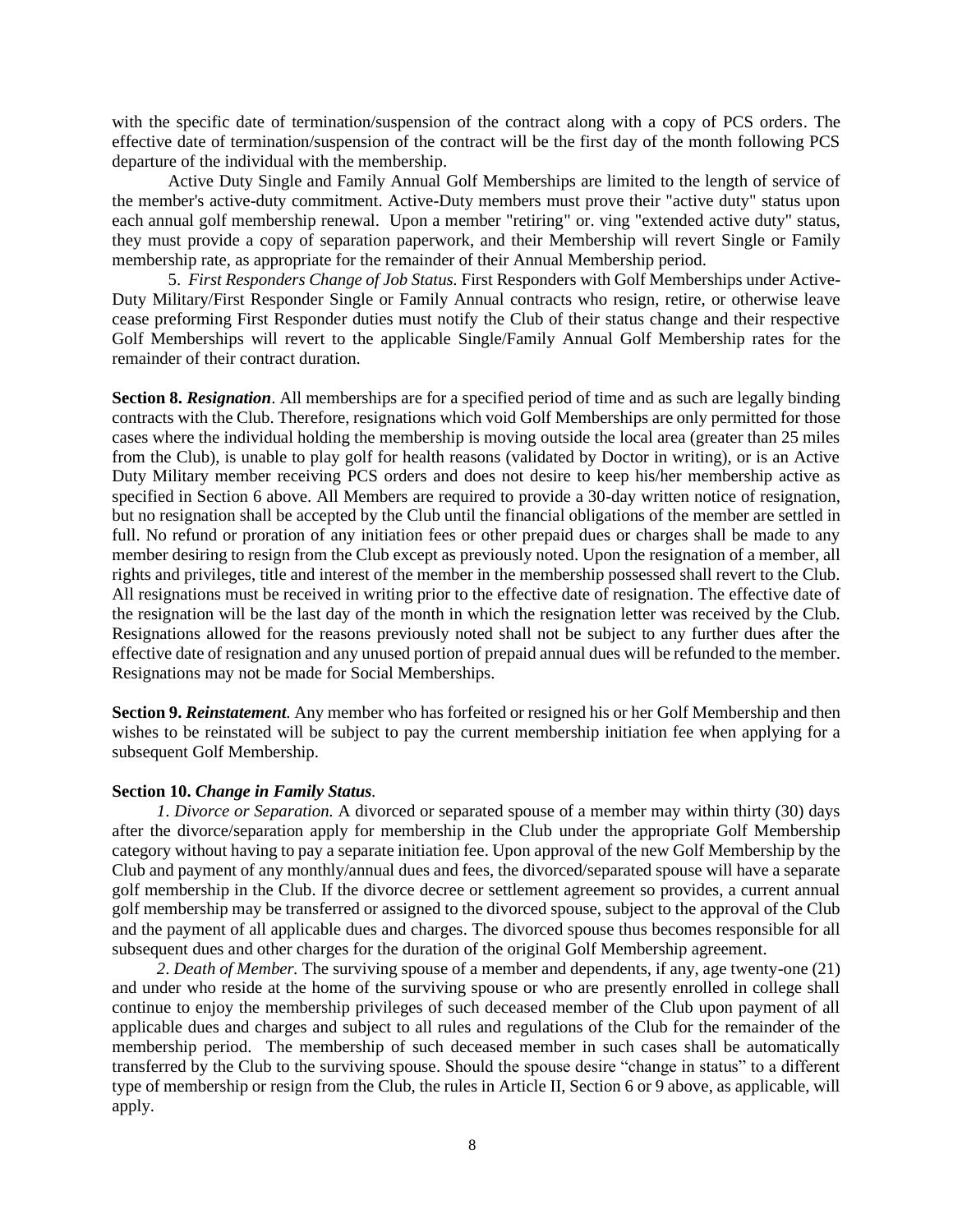with the specific date of termination/suspension of the contract along with a copy of PCS orders. The effective date of termination/suspension of the contract will be the first day of the month following PCS departure of the individual with the membership.

Active Duty Single and Family Annual Golf Memberships are limited to the length of service of the member's active-duty commitment. Active-Duty members must prove their "active duty" status upon each annual golf membership renewal. Upon a member "retiring" or. ving "extended active duty" status, they must provide a copy of separation paperwork, and their Membership will revert Single or Family membership rate, as appropriate for the remainder of their Annual Membership period.

5. *First Responders Change of Job Status.* First Responders with Golf Memberships under Active-Duty Military/First Responder Single or Family Annual contracts who resign, retire, or otherwise leave cease preforming First Responder duties must notify the Club of their status change and their respective Golf Memberships will revert to the applicable Single/Family Annual Golf Membership rates for the remainder of their contract duration.

**Section 8. *Resignation***. All memberships are for a specified period of time and as such are legally binding contracts with the Club. Therefore, resignations which void Golf Memberships are only permitted for those cases where the individual holding the membership is moving outside the local area (greater than 25 miles from the Club), is unable to play golf for health reasons (validated by Doctor in writing), or is an Active Duty Military member receiving PCS orders and does not desire to keep his/her membership active as specified in Section 6 above. All Members are required to provide a 30-day written notice of resignation, but no resignation shall be accepted by the Club until the financial obligations of the member are settled in full. No refund or proration of any initiation fees or other prepaid dues or charges shall be made to any member desiring to resign from the Club except as previously noted. Upon the resignation of a member, all rights and privileges, title and interest of the member in the membership possessed shall revert to the Club. All resignations must be received in writing prior to the effective date of resignation. The effective date of the resignation will be the last day of the month in which the resignation letter was received by the Club. Resignations allowed for the reasons previously noted shall not be subject to any further dues after the effective date of resignation and any unused portion of prepaid annual dues will be refunded to the member. Resignations may not be made for Social Memberships.

**Section 9. *Reinstatement***. Any member who has forfeited or resigned his or her Golf Membership and then wishes to be reinstated will be subject to pay the current membership initiation fee when applying for a subsequent Golf Membership.

**Section 10. *Change in Family Status*.**

*1. Divorce or Separation.* A divorced or separated spouse of a member may within thirty (30) days after the divorce/separation apply for membership in the Club under the appropriate Golf Membership category without having to pay a separate initiation fee. Upon approval of the new Golf Membership by the Club and payment of any monthly/annual dues and fees, the divorced/separated spouse will have a separate golf membership in the Club. If the divorce decree or settlement agreement so provides, a current annual golf membership may be transferred or assigned to the divorced spouse, subject to the approval of the Club and the payment of all applicable dues and charges. The divorced spouse thus becomes responsible for all subsequent dues and other charges for the duration of the original Golf Membership agreement.

*2. Death of Member.* The surviving spouse of a member and dependents, if any, age twenty-one (21) and under who reside at the home of the surviving spouse or who are presently enrolled in college shall continue to enjoy the membership privileges of such deceased member of the Club upon payment of all applicable dues and charges and subject to all rules and regulations of the Club for the remainder of the membership period. The membership of such deceased member in such cases shall be automatically transferred by the Club to the surviving spouse. Should the spouse desire "change in status" to a different type of membership or resign from the Club, the rules in Article II, Section 6 or 9 above, as applicable, will apply.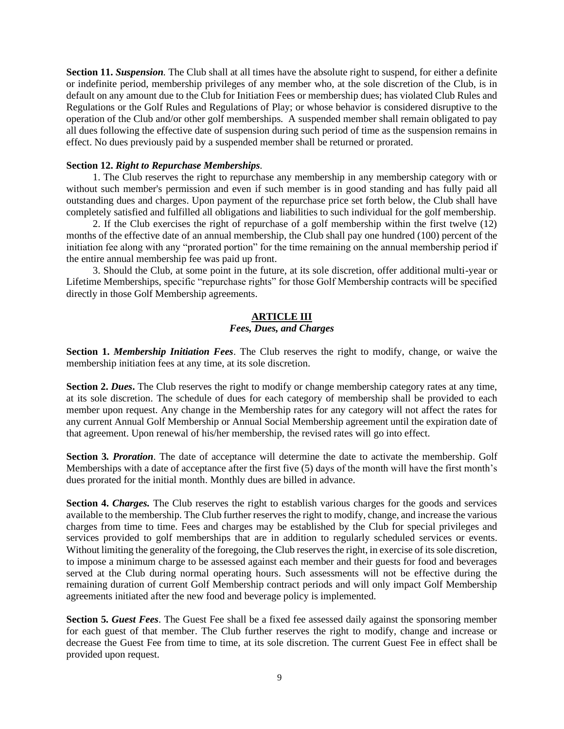**Section 11.** ***Suspension.*** The Club shall at all times have the absolute right to suspend, for either a definite or indefinite period, membership privileges of any member who, at the sole discretion of the Club, is in default on any amount due to the Club for Initiation Fees or membership dues; has violated Club Rules and Regulations or the Golf Rules and Regulations of Play; or whose behavior is considered disruptive to the operation of the Club and/or other golf memberships. A suspended member shall remain obligated to pay all dues following the effective date of suspension during such period of time as the suspension remains in effect. No dues previously paid by a suspended member shall be returned or prorated.

**Section 12.** ***Right to Repurchase Memberships.***

1. The Club reserves the right to repurchase any membership in any membership category with or without such member's permission and even if such member is in good standing and has fully paid all outstanding dues and charges. Upon payment of the repurchase price set forth below, the Club shall have completely satisfied and fulfilled all obligations and liabilities to such individual for the golf membership.

2. If the Club exercises the right of repurchase of a golf membership within the first twelve (12) months of the effective date of an annual membership, the Club shall pay one hundred (100) percent of the initiation fee along with any "prorated portion" for the time remaining on the annual membership period if the entire annual membership fee was paid up front.

3. Should the Club, at some point in the future, at its sole discretion, offer additional multi-year or Lifetime Memberships, specific "repurchase rights" for those Golf Membership contracts will be specified directly in those Golf Membership agreements.

## ARTICLE III
### *Fees, Dues, and Charges*

**Section 1.** ***Membership Initiation Fees***. The Club reserves the right to modify, change, or waive the membership initiation fees at any time, at its sole discretion.

**Section 2.** ***Dues*****.** The Club reserves the right to modify or change membership category rates at any time, at its sole discretion. The schedule of dues for each category of membership shall be provided to each member upon request. Any change in the Membership rates for any category will not affect the rates for any current Annual Golf Membership or Annual Social Membership agreement until the expiration date of that agreement. Upon renewal of his/her membership, the revised rates will go into effect.

**Section 3.** ***Proration***. The date of acceptance will determine the date to activate the membership. Golf Memberships with a date of acceptance after the first five (5) days of the month will have the first month's dues prorated for the initial month. Monthly dues are billed in advance.

**Section 4.** ***Charges.*** The Club reserves the right to establish various charges for the goods and services available to the membership. The Club further reserves the right to modify, change, and increase the various charges from time to time. Fees and charges may be established by the Club for special privileges and services provided to golf memberships that are in addition to regularly scheduled services or events. Without limiting the generality of the foregoing, the Club reserves the right, in exercise of its sole discretion, to impose a minimum charge to be assessed against each member and their guests for food and beverages served at the Club during normal operating hours. Such assessments will not be effective during the remaining duration of current Golf Membership contract periods and will only impact Golf Membership agreements initiated after the new food and beverage policy is implemented.

**Section 5.** ***Guest Fees***. The Guest Fee shall be a fixed fee assessed daily against the sponsoring member for each guest of that member. The Club further reserves the right to modify, change and increase or decrease the Guest Fee from time to time, at its sole discretion. The current Guest Fee in effect shall be provided upon request.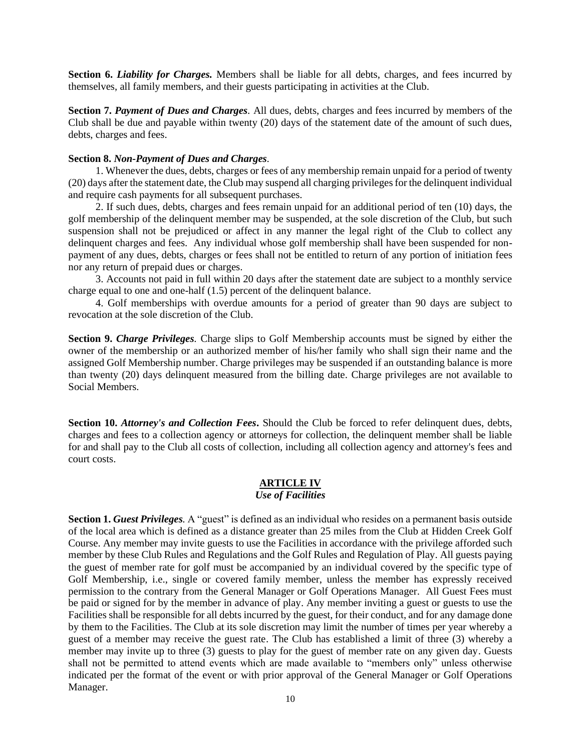**Section 6.** ***Liability for Charges.*** Members shall be liable for all debts, charges, and fees incurred by themselves, all family members, and their guests participating in activities at the Club.

**Section 7.** ***Payment of Dues and Charges***. All dues, debts, charges and fees incurred by members of the Club shall be due and payable within twenty (20) days of the statement date of the amount of such dues, debts, charges and fees.

**Section 8.** ***Non-Payment of Dues and Charges***.

1. Whenever the dues, debts, charges or fees of any membership remain unpaid for a period of twenty (20) days after the statement date, the Club may suspend all charging privileges for the delinquent individual and require cash payments for all subsequent purchases.
2. If such dues, debts, charges and fees remain unpaid for an additional period of ten (10) days, the golf membership of the delinquent member may be suspended, at the sole discretion of the Club, but such suspension shall not be prejudiced or affect in any manner the legal right of the Club to collect any delinquent charges and fees. Any individual whose golf membership shall have been suspended for non-payment of any dues, debts, charges or fees shall not be entitled to return of any portion of initiation fees nor any return of prepaid dues or charges.
3. Accounts not paid in full within 20 days after the statement date are subject to a monthly service charge equal to one and one-half (1.5) percent of the delinquent balance.
4. Golf memberships with overdue amounts for a period of greater than 90 days are subject to revocation at the sole discretion of the Club.

**Section 9.** ***Charge Privileges***. Charge slips to Golf Membership accounts must be signed by either the owner of the membership or an authorized member of his/her family who shall sign their name and the assigned Golf Membership number. Charge privileges may be suspended if an outstanding balance is more than twenty (20) days delinquent measured from the billing date. Charge privileges are not available to Social Members.

**Section 10.** ***Attorney's and Collection Fees***. Should the Club be forced to refer delinquent dues, debts, charges and fees to a collection agency or attorneys for collection, the delinquent member shall be liable for and shall pay to the Club all costs of collection, including all collection agency and attorney's fees and court costs.

## ARTICLE IV
### *Use of Facilities*

**Section 1.** ***Guest Privileges***. A "guest" is defined as an individual who resides on a permanent basis outside of the local area which is defined as a distance greater than 25 miles from the Club at Hidden Creek Golf Course. Any member may invite guests to use the Facilities in accordance with the privilege afforded such member by these Club Rules and Regulations and the Golf Rules and Regulation of Play. All guests paying the guest of member rate for golf must be accompanied by an individual covered by the specific type of Golf Membership, i.e., single or covered family member, unless the member has expressly received permission to the contrary from the General Manager or Golf Operations Manager. All Guest Fees must be paid or signed for by the member in advance of play. Any member inviting a guest or guests to use the Facilities shall be responsible for all debts incurred by the guest, for their conduct, and for any damage done by them to the Facilities. The Club at its sole discretion may limit the number of times per year whereby a guest of a member may receive the guest rate. The Club has established a limit of three (3) whereby a member may invite up to three (3) guests to play for the guest of member rate on any given day. Guests shall not be permitted to attend events which are made available to "members only" unless otherwise indicated per the format of the event or with prior approval of the General Manager or Golf Operations Manager.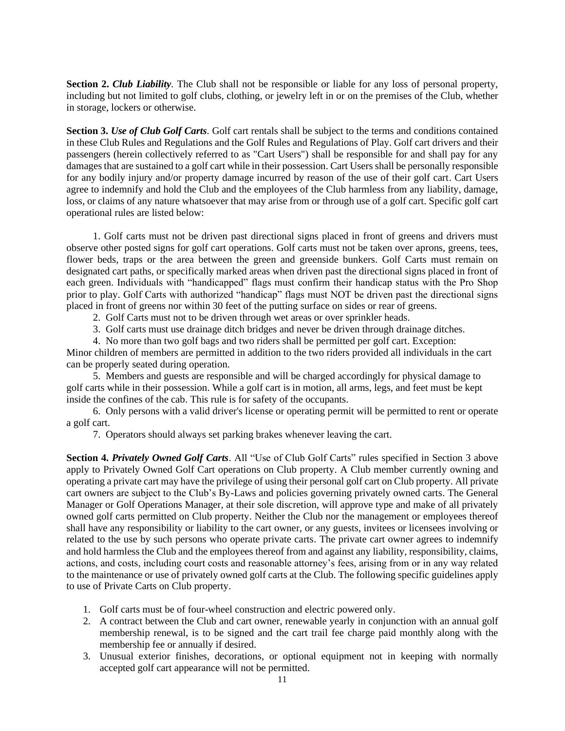**Section 2. *Club Liability*.** The Club shall not be responsible or liable for any loss of personal property, including but not limited to golf clubs, clothing, or jewelry left in or on the premises of the Club, whether in storage, lockers or otherwise.

**Section 3. *Use of Club Golf Carts*.** Golf cart rentals shall be subject to the terms and conditions contained in these Club Rules and Regulations and the Golf Rules and Regulations of Play. Golf cart drivers and their passengers (herein collectively referred to as "Cart Users") shall be responsible for and shall pay for any damages that are sustained to a golf cart while in their possession. Cart Users shall be personally responsible for any bodily injury and/or property damage incurred by reason of the use of their golf cart. Cart Users agree to indemnify and hold the Club and the employees of the Club harmless from any liability, damage, loss, or claims of any nature whatsoever that may arise from or through use of a golf cart. Specific golf cart operational rules are listed below:

1. Golf carts must not be driven past directional signs placed in front of greens and drivers must observe other posted signs for golf cart operations. Golf carts must not be taken over aprons, greens, tees, flower beds, traps or the area between the green and greenside bunkers. Golf Carts must remain on designated cart paths, or specifically marked areas when driven past the directional signs placed in front of each green. Individuals with "handicapped" flags must confirm their handicap status with the Pro Shop prior to play. Golf Carts with authorized "handicap" flags must NOT be driven past the directional signs placed in front of greens nor within 30 feet of the putting surface on sides or rear of greens.
2. Golf Carts must not to be driven through wet areas or over sprinkler heads.
3. Golf carts must use drainage ditch bridges and never be driven through drainage ditches.
4. No more than two golf bags and two riders shall be permitted per golf cart. Exception: Minor children of members are permitted in addition to the two riders provided all individuals in the cart can be properly seated during operation.
5. Members and guests are responsible and will be charged accordingly for physical damage to golf carts while in their possession. While a golf cart is in motion, all arms, legs, and feet must be kept inside the confines of the cab. This rule is for safety of the occupants.
6. Only persons with a valid driver's license or operating permit will be permitted to rent or operate a golf cart.
7. Operators should always set parking brakes whenever leaving the cart.

**Section 4. *Privately Owned Golf Carts*.** All "Use of Club Golf Carts" rules specified in Section 3 above apply to Privately Owned Golf Cart operations on Club property. A Club member currently owning and operating a private cart may have the privilege of using their personal golf cart on Club property. All private cart owners are subject to the Club's By-Laws and policies governing privately owned carts. The General Manager or Golf Operations Manager, at their sole discretion, will approve type and make of all privately owned golf carts permitted on Club property. Neither the Club nor the management or employees thereof shall have any responsibility or liability to the cart owner, or any guests, invitees or licensees involving or related to the use by such persons who operate private carts. The private cart owner agrees to indemnify and hold harmless the Club and the employees thereof from and against any liability, responsibility, claims, actions, and costs, including court costs and reasonable attorney's fees, arising from or in any way related to the maintenance or use of privately owned golf carts at the Club. The following specific guidelines apply to use of Private Carts on Club property.

1. Golf carts must be of four-wheel construction and electric powered only.
2. A contract between the Club and cart owner, renewable yearly in conjunction with an annual golf membership renewal, is to be signed and the cart trail fee charge paid monthly along with the membership fee or annually if desired.
3. Unusual exterior finishes, decorations, or optional equipment not in keeping with normally accepted golf cart appearance will not be permitted.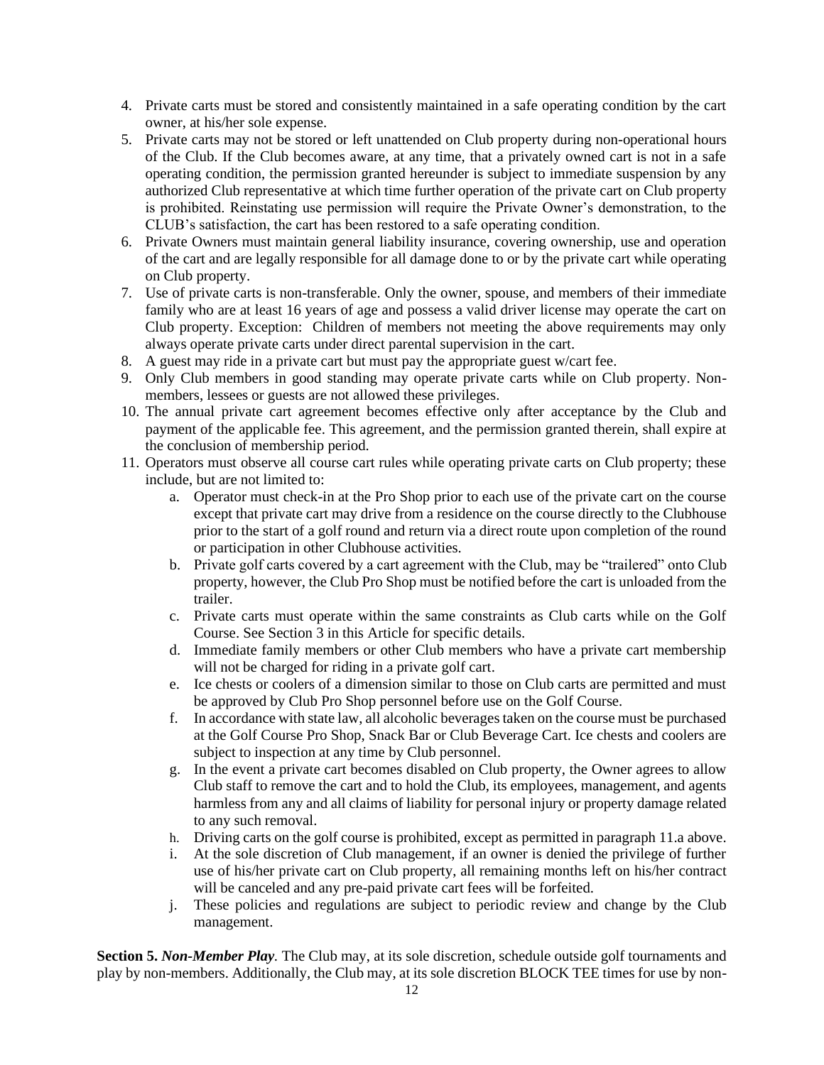4. Private carts must be stored and consistently maintained in a safe operating condition by the cart owner, at his/her sole expense.
5. Private carts may not be stored or left unattended on Club property during non-operational hours of the Club. If the Club becomes aware, at any time, that a privately owned cart is not in a safe operating condition, the permission granted hereunder is subject to immediate suspension by any authorized Club representative at which time further operation of the private cart on Club property is prohibited. Reinstating use permission will require the Private Owner's demonstration, to the CLUB's satisfaction, the cart has been restored to a safe operating condition.
6. Private Owners must maintain general liability insurance, covering ownership, use and operation of the cart and are legally responsible for all damage done to or by the private cart while operating on Club property.
7. Use of private carts is non-transferable. Only the owner, spouse, and members of their immediate family who are at least 16 years of age and possess a valid driver license may operate the cart on Club property. Exception: Children of members not meeting the above requirements may only always operate private carts under direct parental supervision in the cart.
8. A guest may ride in a private cart but must pay the appropriate guest w/cart fee.
9. Only Club members in good standing may operate private carts while on Club property. Non-members, lessees or guests are not allowed these privileges.
10. The annual private cart agreement becomes effective only after acceptance by the Club and payment of the applicable fee. This agreement, and the permission granted therein, shall expire at the conclusion of membership period.
11. Operators must observe all course cart rules while operating private carts on Club property; these include, but are not limited to:
    a. Operator must check-in at the Pro Shop prior to each use of the private cart on the course except that private cart may drive from a residence on the course directly to the Clubhouse prior to the start of a golf round and return via a direct route upon completion of the round or participation in other Clubhouse activities.
    b. Private golf carts covered by a cart agreement with the Club, may be "trailered" onto Club property, however, the Club Pro Shop must be notified before the cart is unloaded from the trailer.
    c. Private carts must operate within the same constraints as Club carts while on the Golf Course. See Section 3 in this Article for specific details.
    d. Immediate family members or other Club members who have a private cart membership will not be charged for riding in a private golf cart.
    e. Ice chests or coolers of a dimension similar to those on Club carts are permitted and must be approved by Club Pro Shop personnel before use on the Golf Course.
    f. In accordance with state law, all alcoholic beverages taken on the course must be purchased at the Golf Course Pro Shop, Snack Bar or Club Beverage Cart. Ice chests and coolers are subject to inspection at any time by Club personnel.
    g. In the event a private cart becomes disabled on Club property, the Owner agrees to allow Club staff to remove the cart and to hold the Club, its employees, management, and agents harmless from any and all claims of liability for personal injury or property damage related to any such removal.
    h. Driving carts on the golf course is prohibited, except as permitted in paragraph 11.a above.
    i. At the sole discretion of Club management, if an owner is denied the privilege of further use of his/her private cart on Club property, all remaining months left on his/her contract will be canceled and any pre-paid private cart fees will be forfeited.
    j. These policies and regulations are subject to periodic review and change by the Club management.

**Section 5.** ***Non-Member Play****.* The Club may, at its sole discretion, schedule outside golf tournaments and play by non-members. Additionally, the Club may, at its sole discretion BLOCK TEE times for use by non-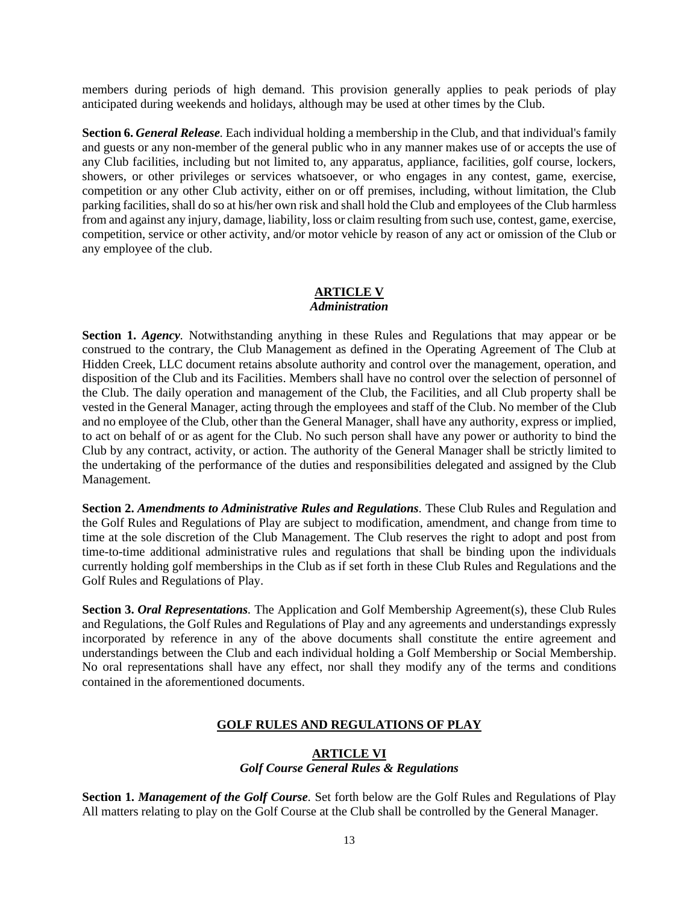members during periods of high demand. This provision generally applies to peak periods of play anticipated during weekends and holidays, although may be used at other times by the Club.

**Section 6.** ***General Release.*** Each individual holding a membership in the Club, and that individual's family and guests or any non-member of the general public who in any manner makes use of or accepts the use of any Club facilities, including but not limited to, any apparatus, appliance, facilities, golf course, lockers, showers, or other privileges or services whatsoever, or who engages in any contest, game, exercise, competition or any other Club activity, either on or off premises, including, without limitation, the Club parking facilities, shall do so at his/her own risk and shall hold the Club and employees of the Club harmless from and against any injury, damage, liability, loss or claim resulting from such use, contest, game, exercise, competition, service or other activity, and/or motor vehicle by reason of any act or omission of the Club or any employee of the club.

## ARTICLE V
### *Administration*

**Section 1.** ***Agency.*** Notwithstanding anything in these Rules and Regulations that may appear or be construed to the contrary, the Club Management as defined in the Operating Agreement of The Club at Hidden Creek, LLC document retains absolute authority and control over the management, operation, and disposition of the Club and its Facilities. Members shall have no control over the selection of personnel of the Club. The daily operation and management of the Club, the Facilities, and all Club property shall be vested in the General Manager, acting through the employees and staff of the Club. No member of the Club and no employee of the Club, other than the General Manager, shall have any authority, express or implied, to act on behalf of or as agent for the Club. No such person shall have any power or authority to bind the Club by any contract, activity, or action. The authority of the General Manager shall be strictly limited to the undertaking of the performance of the duties and responsibilities delegated and assigned by the Club Management.

**Section 2.** ***Amendments to Administrative Rules and Regulations.*** These Club Rules and Regulation and the Golf Rules and Regulations of Play are subject to modification, amendment, and change from time to time at the sole discretion of the Club Management. The Club reserves the right to adopt and post from time-to-time additional administrative rules and regulations that shall be binding upon the individuals currently holding golf memberships in the Club as if set forth in these Club Rules and Regulations and the Golf Rules and Regulations of Play.

**Section 3.** ***Oral Representations.*** The Application and Golf Membership Agreement(s), these Club Rules and Regulations, the Golf Rules and Regulations of Play and any agreements and understandings expressly incorporated by reference in any of the above documents shall constitute the entire agreement and understandings between the Club and each individual holding a Golf Membership or Social Membership. No oral representations shall have any effect, nor shall they modify any of the terms and conditions contained in the aforementioned documents.

# GOLF RULES AND REGULATIONS OF PLAY

## ARTICLE VI
### *Golf Course General Rules & Regulations*

**Section 1.** ***Management of the Golf Course.*** Set forth below are the Golf Rules and Regulations of Play All matters relating to play on the Golf Course at the Club shall be controlled by the General Manager.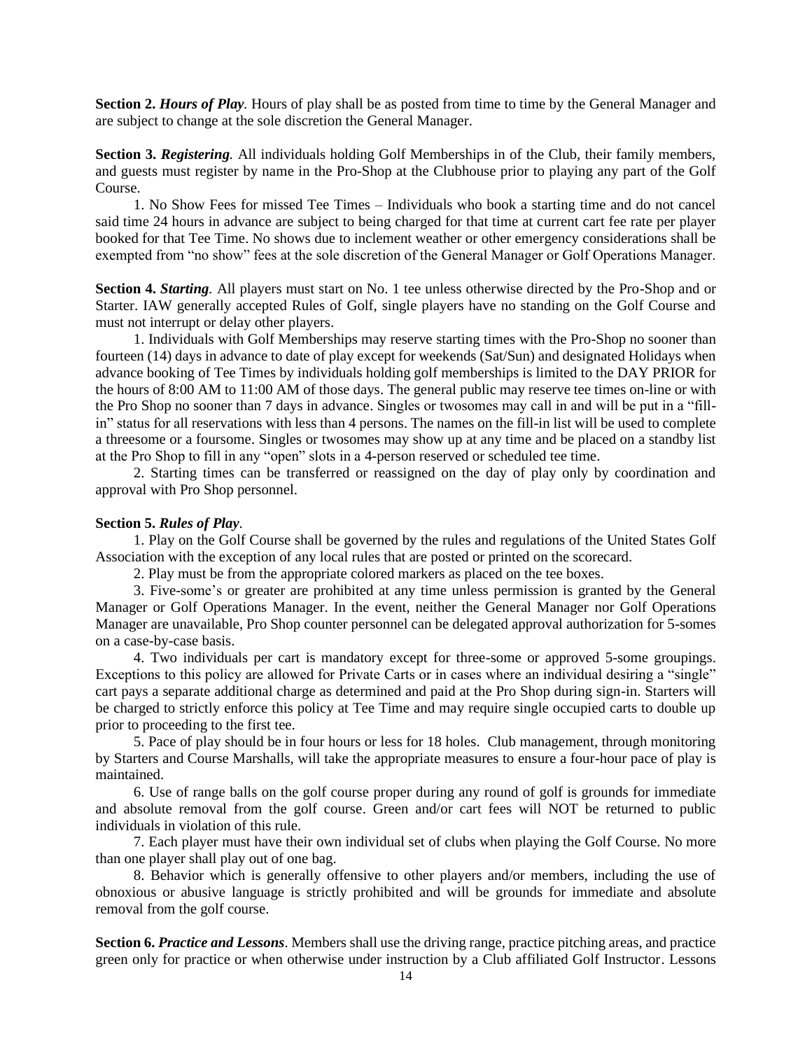**Section 2.** ***Hours of Play*.** Hours of play shall be as posted from time to time by the General Manager and are subject to change at the sole discretion the General Manager.

**Section 3.** ***Registering*.** All individuals holding Golf Memberships in of the Club, their family members, and guests must register by name in the Pro-Shop at the Clubhouse prior to playing any part of the Golf Course.

1. No Show Fees for missed Tee Times – Individuals who book a starting time and do not cancel said time 24 hours in advance are subject to being charged for that time at current cart fee rate per player booked for that Tee Time. No shows due to inclement weather or other emergency considerations shall be exempted from "no show" fees at the sole discretion of the General Manager or Golf Operations Manager.

**Section 4.** ***Starting*.** All players must start on No. 1 tee unless otherwise directed by the Pro-Shop and or Starter. IAW generally accepted Rules of Golf, single players have no standing on the Golf Course and must not interrupt or delay other players.

1. Individuals with Golf Memberships may reserve starting times with the Pro-Shop no sooner than fourteen (14) days in advance to date of play except for weekends (Sat/Sun) and designated Holidays when advance booking of Tee Times by individuals holding golf memberships is limited to the DAY PRIOR for the hours of 8:00 AM to 11:00 AM of those days. The general public may reserve tee times on-line or with the Pro Shop no sooner than 7 days in advance. Singles or twosomes may call in and will be put in a "fill-in" status for all reservations with less than 4 persons. The names on the fill-in list will be used to complete a threesome or a foursome. Singles or twosomes may show up at any time and be placed on a standby list at the Pro Shop to fill in any "open" slots in a 4-person reserved or scheduled tee time.

2. Starting times can be transferred or reassigned on the day of play only by coordination and approval with Pro Shop personnel.

**Section 5.** ***Rules of Play*.**

1. Play on the Golf Course shall be governed by the rules and regulations of the United States Golf Association with the exception of any local rules that are posted or printed on the scorecard.

2. Play must be from the appropriate colored markers as placed on the tee boxes.

3. Five-some's or greater are prohibited at any time unless permission is granted by the General Manager or Golf Operations Manager. In the event, neither the General Manager nor Golf Operations Manager are unavailable, Pro Shop counter personnel can be delegated approval authorization for 5-somes on a case-by-case basis.

4. Two individuals per cart is mandatory except for three-some or approved 5-some groupings. Exceptions to this policy are allowed for Private Carts or in cases where an individual desiring a "single" cart pays a separate additional charge as determined and paid at the Pro Shop during sign-in. Starters will be charged to strictly enforce this policy at Tee Time and may require single occupied carts to double up prior to proceeding to the first tee.

5. Pace of play should be in four hours or less for 18 holes. Club management, through monitoring by Starters and Course Marshalls, will take the appropriate measures to ensure a four-hour pace of play is maintained.

6. Use of range balls on the golf course proper during any round of golf is grounds for immediate and absolute removal from the golf course. Green and/or cart fees will NOT be returned to public individuals in violation of this rule.

7. Each player must have their own individual set of clubs when playing the Golf Course. No more than one player shall play out of one bag.

8. Behavior which is generally offensive to other players and/or members, including the use of obnoxious or abusive language is strictly prohibited and will be grounds for immediate and absolute removal from the golf course.

**Section 6.** ***Practice and Lessons*.** Members shall use the driving range, practice pitching areas, and practice green only for practice or when otherwise under instruction by a Club affiliated Golf Instructor. Lessons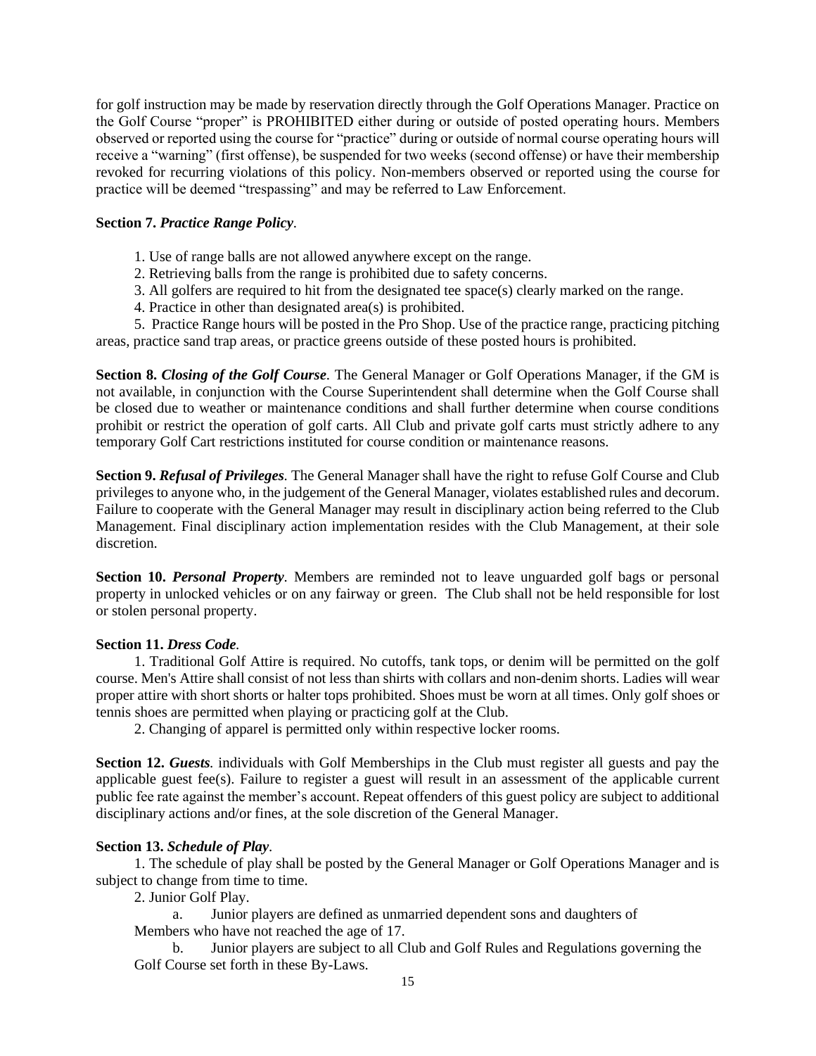for golf instruction may be made by reservation directly through the Golf Operations Manager. Practice on the Golf Course "proper" is PROHIBITED either during or outside of posted operating hours. Members observed or reported using the course for "practice" during or outside of normal course operating hours will receive a "warning" (first offense), be suspended for two weeks (second offense) or have their membership revoked for recurring violations of this policy. Non-members observed or reported using the course for practice will be deemed "trespassing" and may be referred to Law Enforcement.

**Section 7.** ***Practice Range Policy*.**

1. Use of range balls are not allowed anywhere except on the range.
2. Retrieving balls from the range is prohibited due to safety concerns.
3. All golfers are required to hit from the designated tee space(s) clearly marked on the range.
4. Practice in other than designated area(s) is prohibited.
5. Practice Range hours will be posted in the Pro Shop. Use of the practice range, practicing pitching areas, practice sand trap areas, or practice greens outside of these posted hours is prohibited.

**Section 8.** ***Closing of the Golf Course*.** The General Manager or Golf Operations Manager, if the GM is not available, in conjunction with the Course Superintendent shall determine when the Golf Course shall be closed due to weather or maintenance conditions and shall further determine when course conditions prohibit or restrict the operation of golf carts. All Club and private golf carts must strictly adhere to any temporary Golf Cart restrictions instituted for course condition or maintenance reasons.

**Section 9.** ***Refusal of Privileges*.** The General Manager shall have the right to refuse Golf Course and Club privileges to anyone who, in the judgement of the General Manager, violates established rules and decorum. Failure to cooperate with the General Manager may result in disciplinary action being referred to the Club Management. Final disciplinary action implementation resides with the Club Management, at their sole discretion.

**Section 10.** ***Personal Property*.** Members are reminded not to leave unguarded golf bags or personal property in unlocked vehicles or on any fairway or green. The Club shall not be held responsible for lost or stolen personal property.

**Section 11.** ***Dress Code*.**

1. Traditional Golf Attire is required. No cutoffs, tank tops, or denim will be permitted on the golf course. Men's Attire shall consist of not less than shirts with collars and non-denim shorts. Ladies will wear proper attire with short shorts or halter tops prohibited. Shoes must be worn at all times. Only golf shoes or tennis shoes are permitted when playing or practicing golf at the Club.
2. Changing of apparel is permitted only within respective locker rooms.

**Section 12.** ***Guests*.** individuals with Golf Memberships in the Club must register all guests and pay the applicable guest fee(s). Failure to register a guest will result in an assessment of the applicable current public fee rate against the member's account. Repeat offenders of this guest policy are subject to additional disciplinary actions and/or fines, at the sole discretion of the General Manager.

**Section 13.** ***Schedule of Play*.**

1. The schedule of play shall be posted by the General Manager or Golf Operations Manager and is subject to change from time to time.
2. Junior Golf Play.
   a. Junior players are defined as unmarried dependent sons and daughters of Members who have not reached the age of 17.
   b. Junior players are subject to all Club and Golf Rules and Regulations governing the Golf Course set forth in these By-Laws.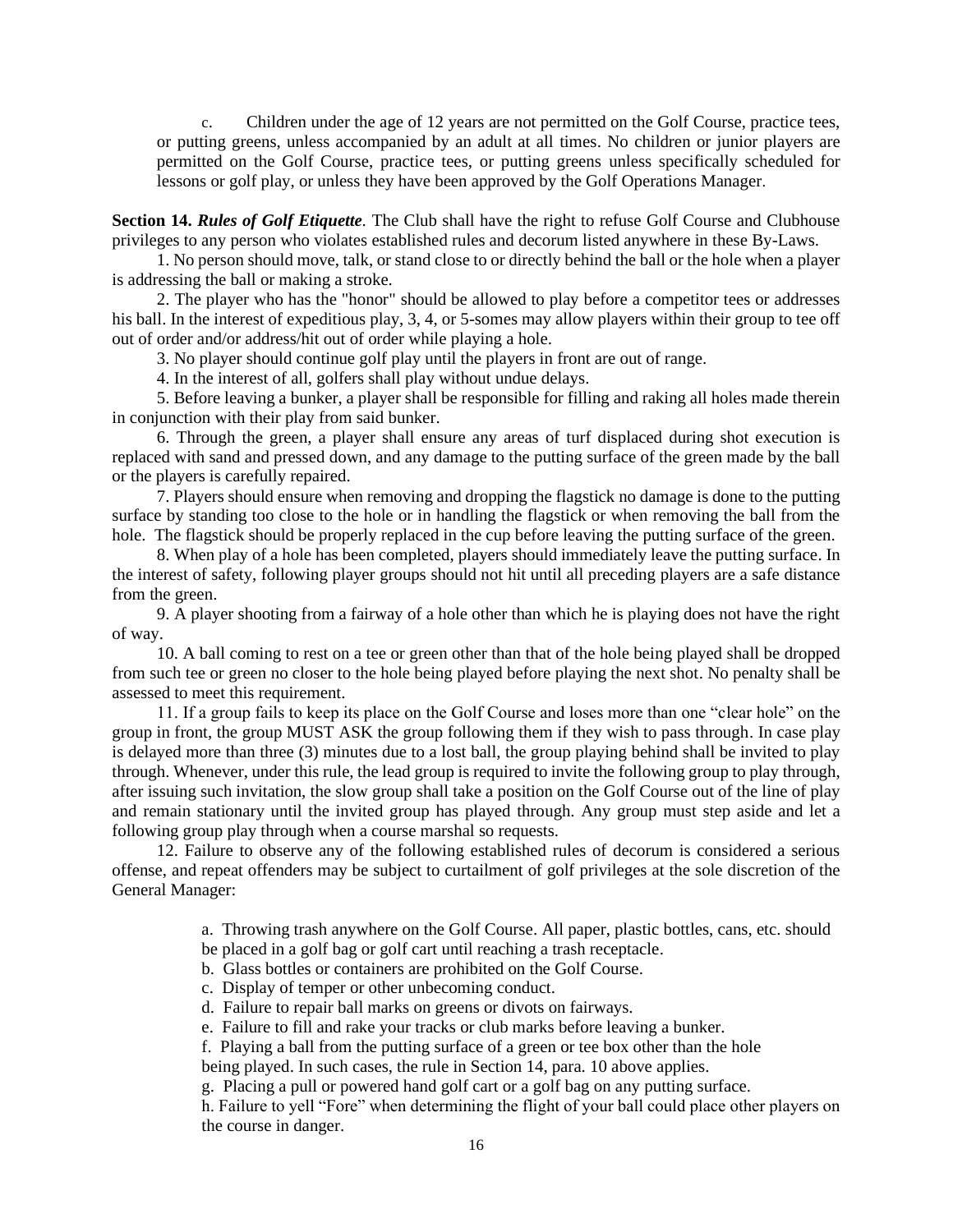c. Children under the age of 12 years are not permitted on the Golf Course, practice tees, or putting greens, unless accompanied by an adult at all times. No children or junior players are permitted on the Golf Course, practice tees, or putting greens unless specifically scheduled for lessons or golf play, or unless they have been approved by the Golf Operations Manager.

**Section 14.** ***Rules of Golf Etiquette***. The Club shall have the right to refuse Golf Course and Clubhouse privileges to any person who violates established rules and decorum listed anywhere in these By-Laws.

1. No person should move, talk, or stand close to or directly behind the ball or the hole when a player is addressing the ball or making a stroke.

2. The player who has the "honor" should be allowed to play before a competitor tees or addresses his ball. In the interest of expeditious play, 3, 4, or 5-somes may allow players within their group to tee off out of order and/or address/hit out of order while playing a hole.

3. No player should continue golf play until the players in front are out of range.

4. In the interest of all, golfers shall play without undue delays.

5. Before leaving a bunker, a player shall be responsible for filling and raking all holes made therein in conjunction with their play from said bunker.

6. Through the green, a player shall ensure any areas of turf displaced during shot execution is replaced with sand and pressed down, and any damage to the putting surface of the green made by the ball or the players is carefully repaired.

7. Players should ensure when removing and dropping the flagstick no damage is done to the putting surface by standing too close to the hole or in handling the flagstick or when removing the ball from the hole. The flagstick should be properly replaced in the cup before leaving the putting surface of the green.

8. When play of a hole has been completed, players should immediately leave the putting surface. In the interest of safety, following player groups should not hit until all preceding players are a safe distance from the green.

9. A player shooting from a fairway of a hole other than which he is playing does not have the right of way.

10. A ball coming to rest on a tee or green other than that of the hole being played shall be dropped from such tee or green no closer to the hole being played before playing the next shot. No penalty shall be assessed to meet this requirement.

11. If a group fails to keep its place on the Golf Course and loses more than one "clear hole" on the group in front, the group MUST ASK the group following them if they wish to pass through. In case play is delayed more than three (3) minutes due to a lost ball, the group playing behind shall be invited to play through. Whenever, under this rule, the lead group is required to invite the following group to play through, after issuing such invitation, the slow group shall take a position on the Golf Course out of the line of play and remain stationary until the invited group has played through. Any group must step aside and let a following group play through when a course marshal so requests.

12. Failure to observe any of the following established rules of decorum is considered a serious offense, and repeat offenders may be subject to curtailment of golf privileges at the sole discretion of the General Manager:

a. Throwing trash anywhere on the Golf Course. All paper, plastic bottles, cans, etc. should be placed in a golf bag or golf cart until reaching a trash receptacle.
b. Glass bottles or containers are prohibited on the Golf Course.
c. Display of temper or other unbecoming conduct.
d. Failure to repair ball marks on greens or divots on fairways.
e. Failure to fill and rake your tracks or club marks before leaving a bunker.
f. Playing a ball from the putting surface of a green or tee box other than the hole being played. In such cases, the rule in Section 14, para. 10 above applies.
g. Placing a pull or powered hand golf cart or a golf bag on any putting surface.
h. Failure to yell "Fore" when determining the flight of your ball could place other players on the course in danger.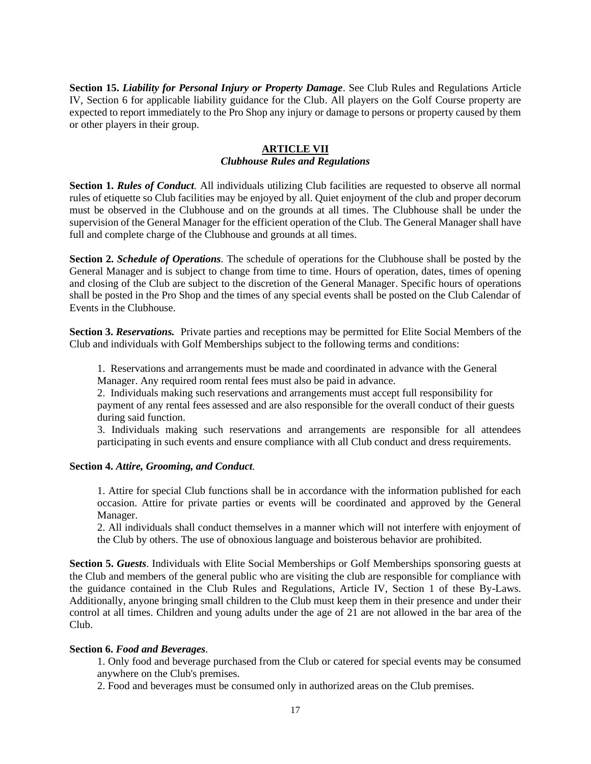**Section 15.** ***Liability for Personal Injury or Property Damage***. See Club Rules and Regulations Article IV, Section 6 for applicable liability guidance for the Club. All players on the Golf Course property are expected to report immediately to the Pro Shop any injury or damage to persons or property caused by them or other players in their group.

## ARTICLE VII
### *Clubhouse Rules and Regulations*

**Section 1.** ***Rules of Conduct.*** All individuals utilizing Club facilities are requested to observe all normal rules of etiquette so Club facilities may be enjoyed by all. Quiet enjoyment of the club and proper decorum must be observed in the Clubhouse and on the grounds at all times. The Clubhouse shall be under the supervision of the General Manager for the efficient operation of the Club. The General Manager shall have full and complete charge of the Clubhouse and grounds at all times.

**Section 2.** ***Schedule of Operations.*** The schedule of operations for the Clubhouse shall be posted by the General Manager and is subject to change from time to time. Hours of operation, dates, times of opening and closing of the Club are subject to the discretion of the General Manager. Specific hours of operations shall be posted in the Pro Shop and the times of any special events shall be posted on the Club Calendar of Events in the Clubhouse.

**Section 3.** ***Reservations.*** Private parties and receptions may be permitted for Elite Social Members of the Club and individuals with Golf Memberships subject to the following terms and conditions:

1. Reservations and arrangements must be made and coordinated in advance with the General Manager. Any required room rental fees must also be paid in advance.
2. Individuals making such reservations and arrangements must accept full responsibility for payment of any rental fees assessed and are also responsible for the overall conduct of their guests during said function.
3. Individuals making such reservations and arrangements are responsible for all attendees participating in such events and ensure compliance with all Club conduct and dress requirements.

**Section 4.** ***Attire, Grooming, and Conduct.***

1. Attire for special Club functions shall be in accordance with the information published for each occasion. Attire for private parties or events will be coordinated and approved by the General Manager.
2. All individuals shall conduct themselves in a manner which will not interfere with enjoyment of the Club by others. The use of obnoxious language and boisterous behavior are prohibited.

**Section 5.** ***Guests***. Individuals with Elite Social Memberships or Golf Memberships sponsoring guests at the Club and members of the general public who are visiting the club are responsible for compliance with the guidance contained in the Club Rules and Regulations, Article IV, Section 1 of these By-Laws. Additionally, anyone bringing small children to the Club must keep them in their presence and under their control at all times. Children and young adults under the age of 21 are not allowed in the bar area of the Club.

**Section 6.** ***Food and Beverages***.

1. Only food and beverage purchased from the Club or catered for special events may be consumed anywhere on the Club's premises.
2. Food and beverages must be consumed only in authorized areas on the Club premises.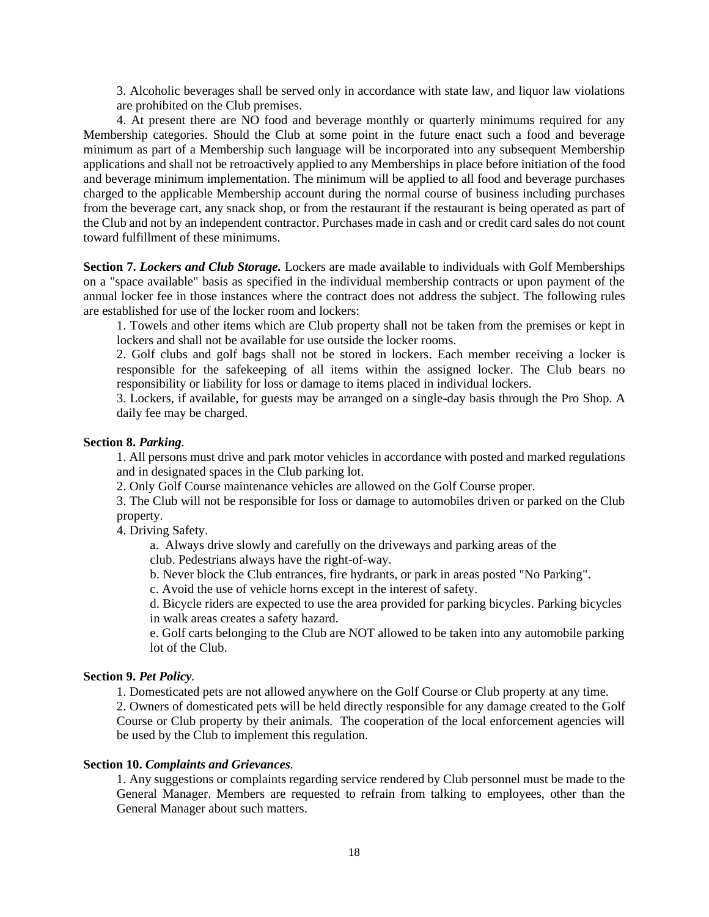3. Alcoholic beverages shall be served only in accordance with state law, and liquor law violations are prohibited on the Club premises.

4. At present there are NO food and beverage monthly or quarterly minimums required for any Membership categories. Should the Club at some point in the future enact such a food and beverage minimum as part of a Membership such language will be incorporated into any subsequent Membership applications and shall not be retroactively applied to any Memberships in place before initiation of the food and beverage minimum implementation. The minimum will be applied to all food and beverage purchases charged to the applicable Membership account during the normal course of business including purchases from the beverage cart, any snack shop, or from the restaurant if the restaurant is being operated as part of the Club and not by an independent contractor. Purchases made in cash and or credit card sales do not count toward fulfillment of these minimums.

**Section 7. *Lockers and Club Storage.*** Lockers are made available to individuals with Golf Memberships on a "space available" basis as specified in the individual membership contracts or upon payment of the annual locker fee in those instances where the contract does not address the subject. The following rules are established for use of the locker room and lockers:

1. Towels and other items which are Club property shall not be taken from the premises or kept in lockers and shall not be available for use outside the locker rooms.
2. Golf clubs and golf bags shall not be stored in lockers. Each member receiving a locker is responsible for the safekeeping of all items within the assigned locker. The Club bears no responsibility or liability for loss or damage to items placed in individual lockers.
3. Lockers, if available, for guests may be arranged on a single-day basis through the Pro Shop. A daily fee may be charged.

**Section 8. *Parking*.**

1. All persons must drive and park motor vehicles in accordance with posted and marked regulations and in designated spaces in the Club parking lot.
2. Only Golf Course maintenance vehicles are allowed on the Golf Course proper.
3. The Club will not be responsible for loss or damage to automobiles driven or parked on the Club property.
4. Driving Safety.
    a. Always drive slowly and carefully on the driveways and parking areas of the club. Pedestrians always have the right-of-way.
    b. Never block the Club entrances, fire hydrants, or park in areas posted "No Parking".
    c. Avoid the use of vehicle horns except in the interest of safety.
    d. Bicycle riders are expected to use the area provided for parking bicycles. Parking bicycles in walk areas creates a safety hazard.
    e. Golf carts belonging to the Club are NOT allowed to be taken into any automobile parking lot of the Club.

**Section 9. *Pet Policy*.**

1. Domesticated pets are not allowed anywhere on the Golf Course or Club property at any time.
2. Owners of domesticated pets will be held directly responsible for any damage created to the Golf Course or Club property by their animals. The cooperation of the local enforcement agencies will be used by the Club to implement this regulation.

**Section 10. *Complaints and Grievances*.**

1. Any suggestions or complaints regarding service rendered by Club personnel must be made to the General Manager. Members are requested to refrain from talking to employees, other than the General Manager about such matters.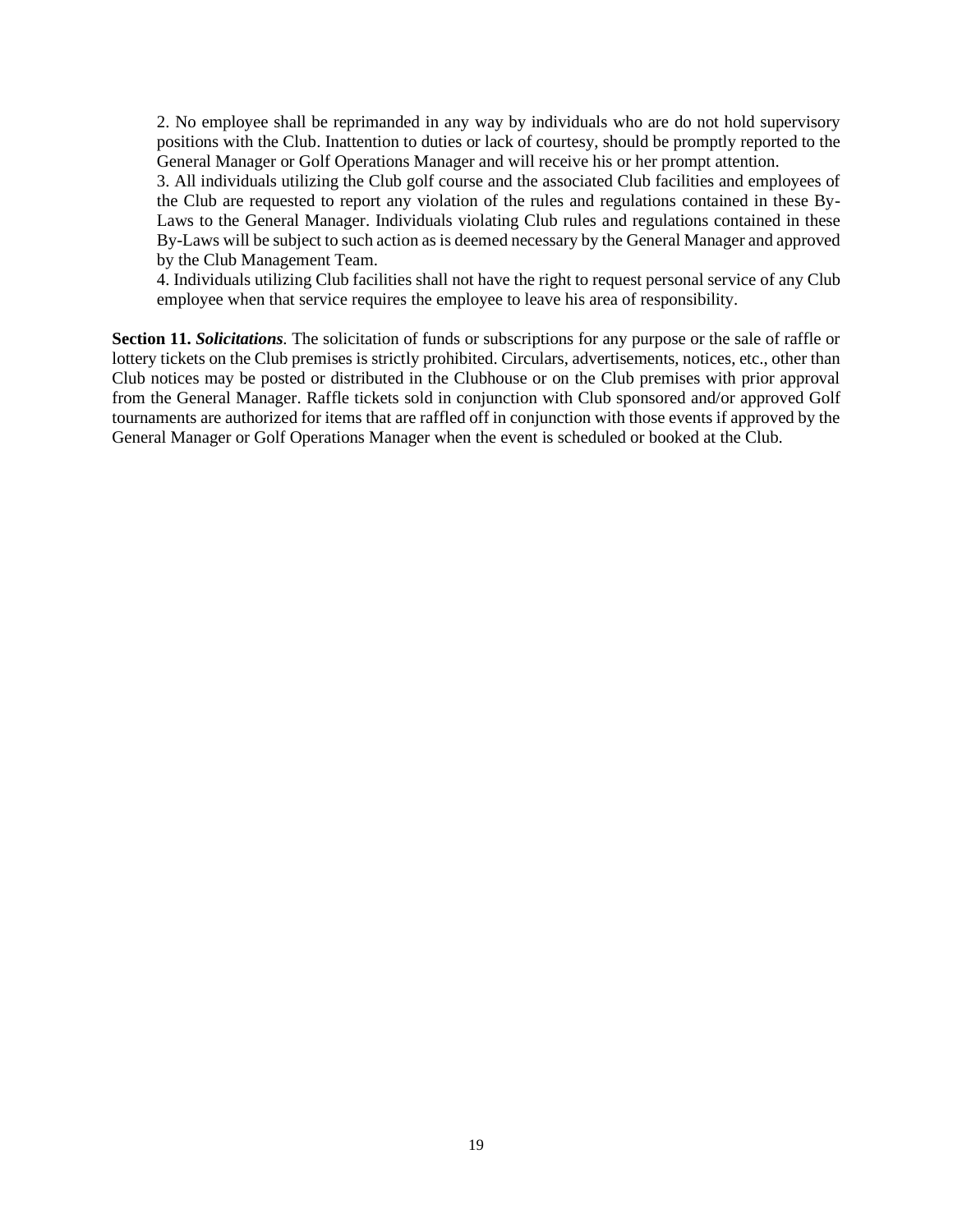2. No employee shall be reprimanded in any way by individuals who are do not hold supervisory positions with the Club. Inattention to duties or lack of courtesy, should be promptly reported to the General Manager or Golf Operations Manager and will receive his or her prompt attention.

3. All individuals utilizing the Club golf course and the associated Club facilities and employees of the Club are requested to report any violation of the rules and regulations contained in these By-Laws to the General Manager. Individuals violating Club rules and regulations contained in these By-Laws will be subject to such action as is deemed necessary by the General Manager and approved by the Club Management Team.

4. Individuals utilizing Club facilities shall not have the right to request personal service of any Club employee when that service requires the employee to leave his area of responsibility.

**Section 11.** ***Solicitations***. The solicitation of funds or subscriptions for any purpose or the sale of raffle or lottery tickets on the Club premises is strictly prohibited. Circulars, advertisements, notices, etc., other than Club notices may be posted or distributed in the Clubhouse or on the Club premises with prior approval from the General Manager. Raffle tickets sold in conjunction with Club sponsored and/or approved Golf tournaments are authorized for items that are raffled off in conjunction with those events if approved by the General Manager or Golf Operations Manager when the event is scheduled or booked at the Club.